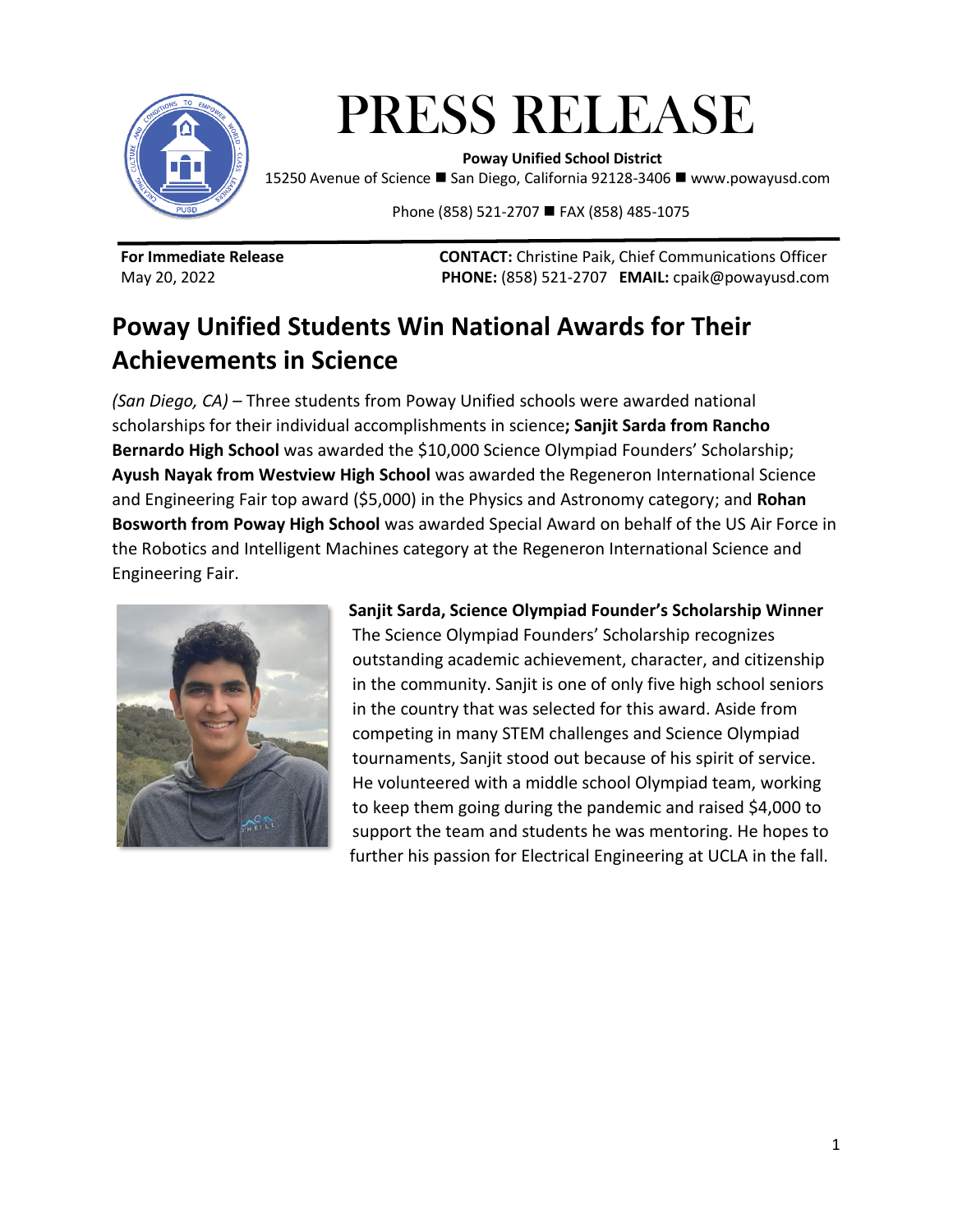# PRESS RELEASE

**Poway Unified School District**
15250 Avenue of Science ■ San Diego, California 92128-3406 ■ www.powayusd.com

Phone (858) 521-2707 ■ FAX (858) 485-1075

**For Immediate Release**
May 20, 2022

**CONTACT:** Christine Paik, Chief Communications Officer
**PHONE:** (858) 521-2707 **EMAIL:** cpaik@powayusd.com

## Poway Unified Students Win National Awards for Their Achievements in Science

*(San Diego, CA)* – Three students from Poway Unified schools were awarded national scholarships for their individual accomplishments in science**; Sanjit Sarda from Rancho Bernardo High School** was awarded the $10,000 Science Olympiad Founders' Scholarship; **Ayush Nayak from Westview High School** was awarded the Regeneron International Science and Engineering Fair top award ($5,000) in the Physics and Astronomy category; and **Rohan Bosworth from Poway High School** was awarded Special Award on behalf of the US Air Force in the Robotics and Intelligent Machines category at the Regeneron International Science and Engineering Fair.

**Sanjit Sarda, Science Olympiad Founder's Scholarship Winner**

The Science Olympiad Founders' Scholarship recognizes outstanding academic achievement, character, and citizenship in the community. Sanjit is one of only five high school seniors in the country that was selected for this award. Aside from competing in many STEM challenges and Science Olympiad tournaments, Sanjit stood out because of his spirit of service. He volunteered with a middle school Olympiad team, working to keep them going during the pandemic and raised $4,000 to support the team and students he was mentoring. He hopes to further his passion for Electrical Engineering at UCLA in the fall.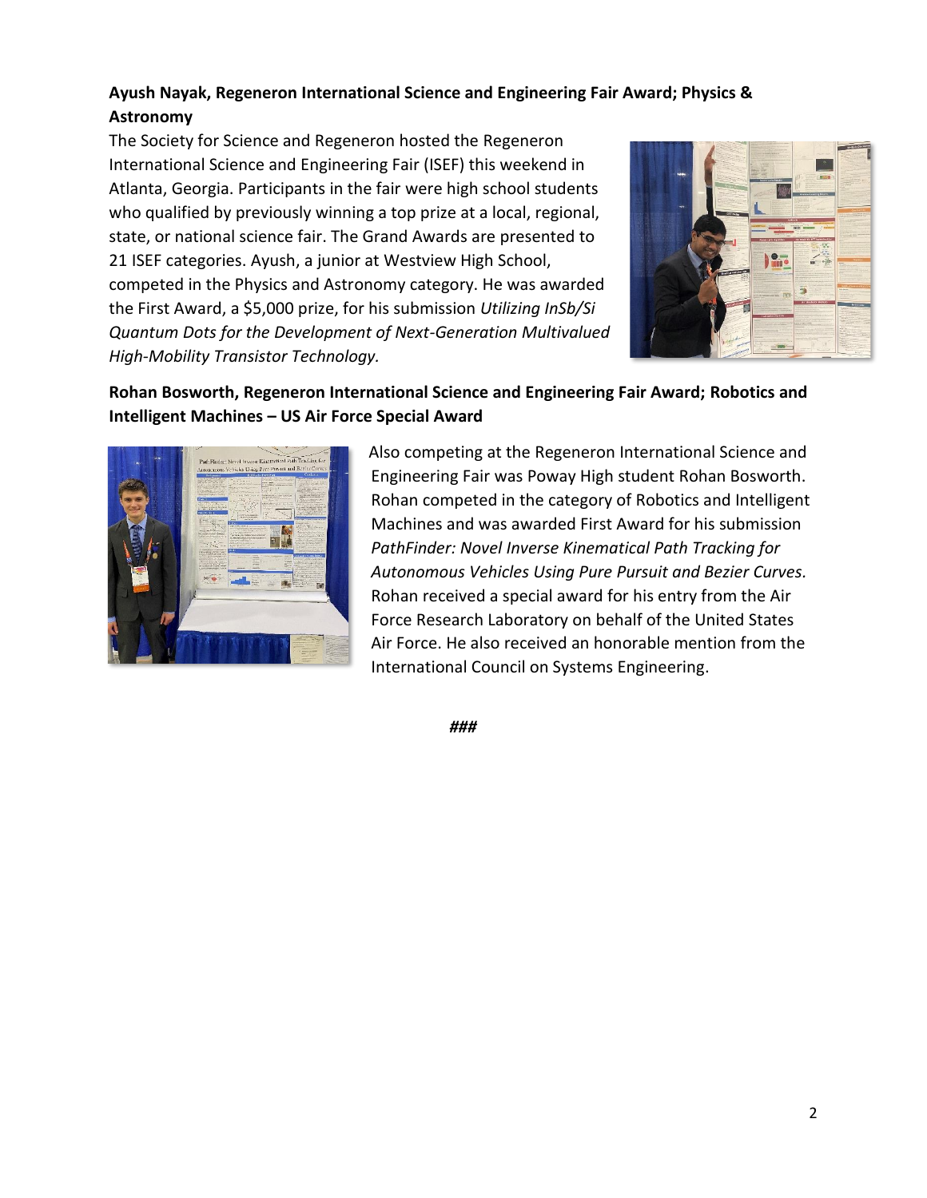**Ayush Nayak, Regeneron International Science and Engineering Fair Award; Physics & Astronomy**

The Society for Science and Regeneron hosted the Regeneron International Science and Engineering Fair (ISEF) this weekend in Atlanta, Georgia. Participants in the fair were high school students who qualified by previously winning a top prize at a local, regional, state, or national science fair. The Grand Awards are presented to 21 ISEF categories. Ayush, a junior at Westview High School, competed in the Physics and Astronomy category. He was awarded the First Award, a $5,000 prize, for his submission *Utilizing InSb/Si Quantum Dots for the Development of Next-Generation Multivalued High-Mobility Transistor Technology.*

**Rohan Bosworth, Regeneron International Science and Engineering Fair Award; Robotics and Intelligent Machines – US Air Force Special Award**

Also competing at the Regeneron International Science and Engineering Fair was Poway High student Rohan Bosworth. Rohan competed in the category of Robotics and Intelligent Machines and was awarded First Award for his submission *PathFinder: Novel Inverse Kinematical Path Tracking for Autonomous Vehicles Using Pure Pursuit and Bezier Curves.* Rohan received a special award for his entry from the Air Force Research Laboratory on behalf of the United States Air Force. He also received an honorable mention from the International Council on Systems Engineering.

***###***